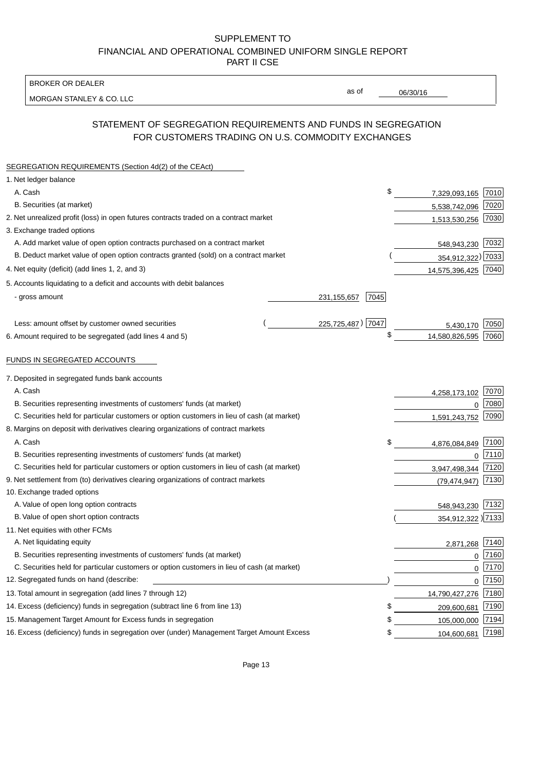SUPPLEMENT TO
FINANCIAL AND OPERATIONAL COMBINED UNIFORM SINGLE REPORT
PART II CSE

| BROKER OR DEALER | | |
|---|---|---|
| MORGAN STANLEY & CO. LLC | as of | 06/30/16 |

## STATEMENT OF SEGREGATION REQUIREMENTS AND FUNDS IN SEGREGATION FOR CUSTOMERS TRADING ON U.S. COMMODITY EXCHANGES

| SEGREGATION REQUIREMENTS (Section 4d(2) of the CEAct) | | | | |
|---|---|---|---|---|
| 1. Net ledger balance | | | | |
| A. Cash | | | $ 7,329,093,165 | 7010 |
| B. Securities (at market) | | | 5,538,742,096 | 7020 |
| 2. Net unrealized profit (loss) in open futures contracts traded on a contract market | | | 1,513,530,256 | 7030 |
| 3. Exchange traded options | | | | |
| A. Add market value of open option contracts purchased on a contract market | | | 548,943,230 | 7032 |
| B. Deduct market value of open option contracts granted (sold) on a contract market | | | ( 354,912,322) | 7033 |
| 4. Net equity (deficit) (add lines 1, 2, and 3) | | | 14,575,396,425 | 7040 |
| 5. Accounts liquidating to a deficit and accounts with debit balances | | | | |
| - gross amount | 231,155,657 | 7045 | | |
| Less: amount offset by customer owned securities | ( 225,725,487) | 7047 | 5,430,170 | 7050 |
| 6. Amount required to be segregated (add lines 4 and 5) | | | $ 14,580,826,595 | 7060 |
| **FUNDS IN SEGREGATED ACCOUNTS** | | | | |
| 7. Deposited in segregated funds bank accounts | | | | |
| A. Cash | | | 4,258,173,102 | 7070 |
| B. Securities representing investments of customers' funds (at market) | | | 0 | 7080 |
| C. Securities held for particular customers or option customers in lieu of cash (at market) | | | 1,591,243,752 | 7090 |
| 8. Margins on deposit with derivatives clearing organizations of contract markets | | | | |
| A. Cash | | | $ 4,876,084,849 | 7100 |
| B. Securities representing investments of customers' funds (at market) | | | 0 | 7110 |
| C. Securities held for particular customers or option customers in lieu of cash (at market) | | | 3,947,498,344 | 7120 |
| 9. Net settlement from (to) derivatives clearing organizations of contract markets | | | (79,474,947) | 7130 |
| 10. Exchange traded options | | | | |
| A. Value of open long option contracts | | | 548,943,230 | 7132 |
| B. Value of open short option contracts | | | ( 354,912,322 ) | 7133 |
| 11. Net equities with other FCMs | | | | |
| A. Net liquidating equity | | | 2,871,268 | 7140 |
| B. Securities representing investments of customers' funds (at market) | | | 0 | 7160 |
| C. Securities held for particular customers or option customers in lieu of cash (at market) | | | 0 | 7170 |
| 12. Segregated funds on hand (describe: ) | | | 0 | 7150 |
| 13. Total amount in segregation (add lines 7 through 12) | | | 14,790,427,276 | 7180 |
| 14. Excess (deficiency) funds in segregation (subtract line 6 from line 13) | | | $ 209,600,681 | 7190 |
| 15. Management Target Amount for Excess funds in segregation | | | $ 105,000,000 | 7194 |
| 16. Excess (deficiency) funds in segregation over (under) Management Target Amount Excess | | | $ 104,600,681 | 7198 |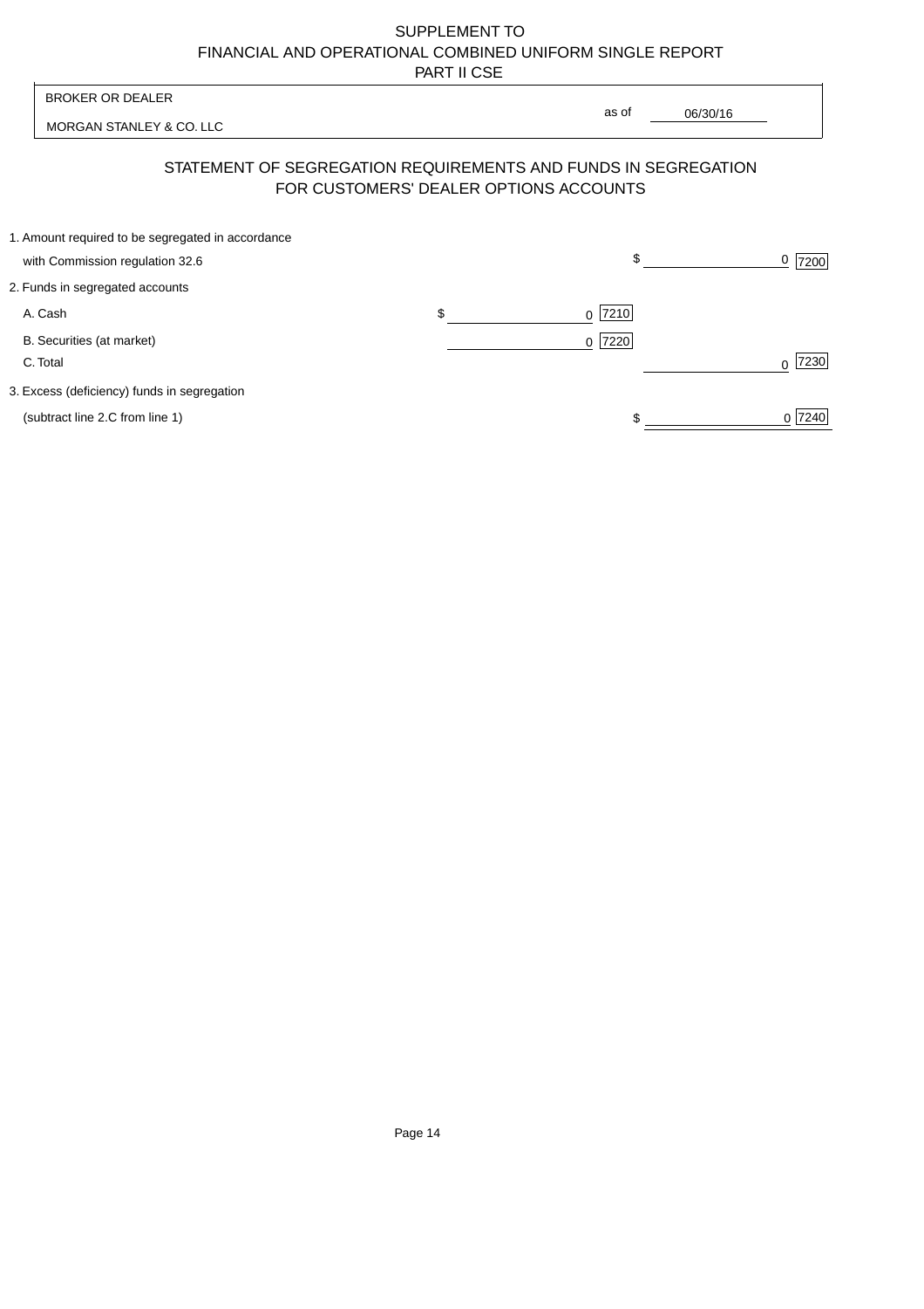SUPPLEMENT TO
FINANCIAL AND OPERATIONAL COMBINED UNIFORM SINGLE REPORT
PART II CSE

| BROKER OR DEALER | |
|---|---|
| MORGAN STANLEY & CO. LLC | as of 06/30/16 |

## STATEMENT OF SEGREGATION REQUIREMENTS AND FUNDS IN SEGREGATION FOR CUSTOMERS' DEALER OPTIONS ACCOUNTS

| | | | | |
|---|---|---|---|---|
| 1. Amount required to be segregated in accordance with Commission regulation 32.6 | | | $ 0 | 7200 |
| 2. Funds in segregated accounts | | | | |
| A. Cash | $ 0 | 7210 | | |
| B. Securities (at market) | 0 | 7220 | | |
| C. Total | | | 0 | 7230 |
| 3. Excess (deficiency) funds in segregation (subtract line 2.C from line 1) | | | $ 0 | 7240 |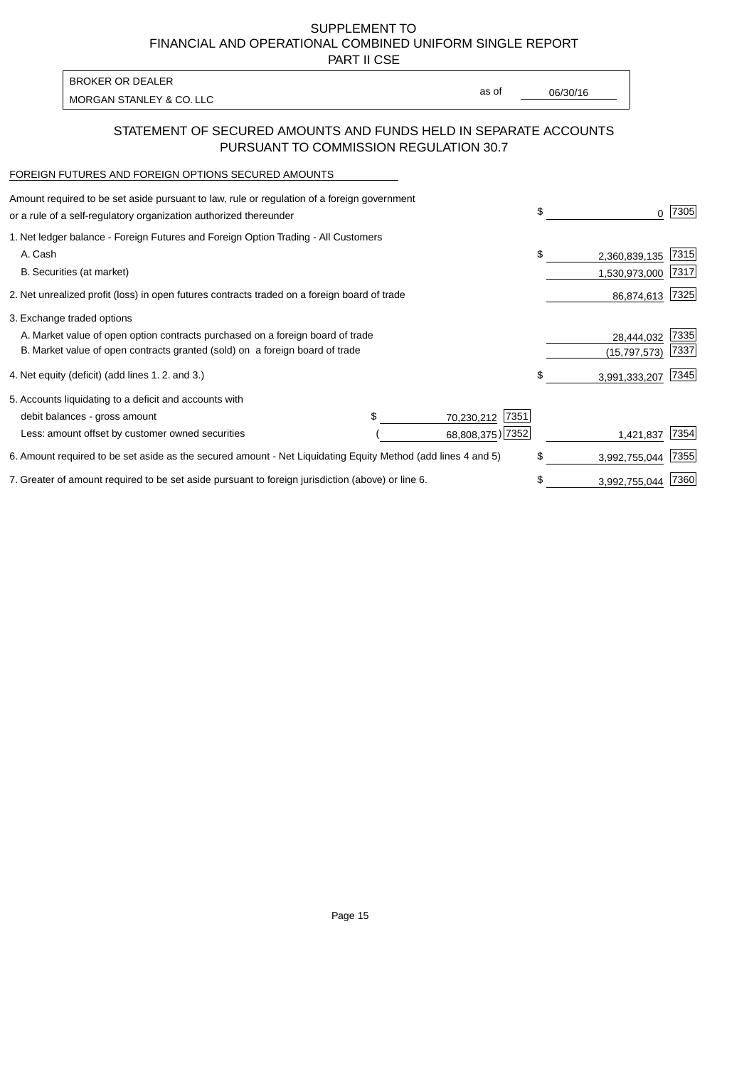SUPPLEMENT TO
FINANCIAL AND OPERATIONAL COMBINED UNIFORM SINGLE REPORT
PART II CSE

| BROKER OR DEALER | | |
|---|---|---|
| MORGAN STANLEY & CO. LLC | as of | 06/30/16 |

## STATEMENT OF SECURED AMOUNTS AND FUNDS HELD IN SEPARATE ACCOUNTS PURSUANT TO COMMISSION REGULATION 30.7

FOREIGN FUTURES AND FOREIGN OPTIONS SECURED AMOUNTS

| | | | | |
|---|---|---|---|---|
| Amount required to be set aside pursuant to law, rule or regulation of a foreign government or a rule of a self-regulatory organization authorized thereunder | | | $ 0 | 7305 |
| 1. Net ledger balance - Foreign Futures and Foreign Option Trading - All Customers | | | | |
| A. Cash | | | $ 2,360,839,135 | 7315 |
| B. Securities (at market) | | | 1,530,973,000 | 7317 |
| 2. Net unrealized profit (loss) in open futures contracts traded on a foreign board of trade | | | 86,874,613 | 7325 |
| 3. Exchange traded options | | | | |
| A. Market value of open option contracts purchased on a foreign board of trade | | | 28,444,032 | 7335 |
| B. Market value of open contracts granted (sold) on a foreign board of trade | | | (15,797,573) | 7337 |
| 4. Net equity (deficit) (add lines 1. 2. and 3.) | | | $ 3,991,333,207 | 7345 |
| 5. Accounts liquidating to a deficit and accounts with | | | | |
| debit balances - gross amount | $ 70,230,212 | 7351 | | |
| Less: amount offset by customer owned securities | ( 68,808,375) | 7352 | 1,421,837 | 7354 |
| 6. Amount required to be set aside as the secured amount - Net Liquidating Equity Method (add lines 4 and 5) | | | $ 3,992,755,044 | 7355 |
| 7. Greater of amount required to be set aside pursuant to foreign jurisdiction (above) or line 6. | | | $ 3,992,755,044 | 7360 |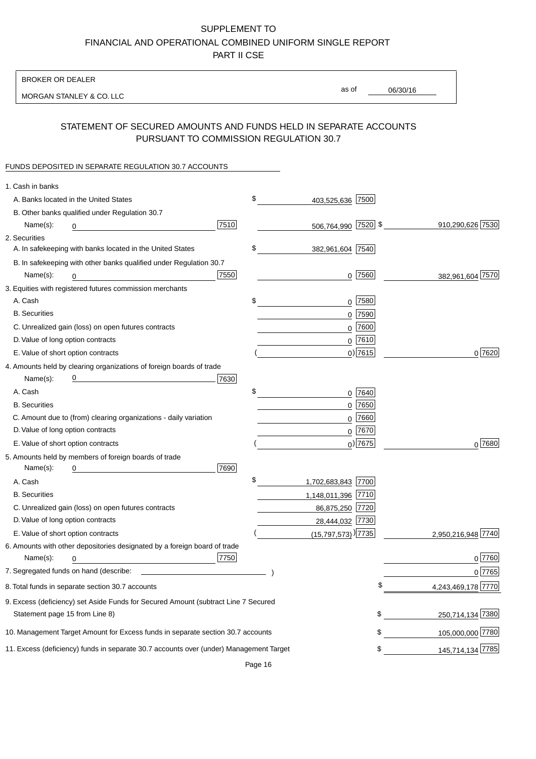SUPPLEMENT TO
FINANCIAL AND OPERATIONAL COMBINED UNIFORM SINGLE REPORT
PART II CSE

| BROKER OR DEALER | | |
|---|---|---|
| MORGAN STANLEY & CO. LLC | as of | 06/30/16 |

## STATEMENT OF SECURED AMOUNTS AND FUNDS HELD IN SEPARATE ACCOUNTS PURSUANT TO COMMISSION REGULATION 30.7

FUNDS DEPOSITED IN SEPARATE REGULATION 30.7 ACCOUNTS

| | | | |
|---|---|---|---|
| 1. Cash in banks | | | |
| A. Banks located in the United States | | $ 403,525,636 [7500] | |
| B. Other banks qualified under Regulation 30.7 | | | |
| Name(s): 0 | [7510] | 506,764,990 [7520] | $ 910,290,626 [7530] |
| 2. Securities | | | |
| A. In safekeeping with banks located in the United States | | $ 382,961,604 [7540] | |
| B. In safekeeping with other banks qualified under Regulation 30.7 | | | |
| Name(s): 0 | [7550] | 0 [7560] | 382,961,604 [7570] |
| 3. Equities with registered futures commission merchants | | | |
| A. Cash | | $ 0 [7580] | |
| B. Securities | | 0 [7590] | |
| C. Unrealized gain (loss) on open futures contracts | | 0 [7600] | |
| D. Value of long option contracts | | 0 [7610] | |
| E. Value of short option contracts | | ( 0) [7615] | 0 [7620] |
| 4. Amounts held by clearing organizations of foreign boards of trade | | | |
| Name(s): 0 | [7630] | | |
| A. Cash | | $ 0 [7640] | |
| B. Securities | | 0 [7650] | |
| C. Amount due to (from) clearing organizations - daily variation | | 0 [7660] | |
| D. Value of long option contracts | | 0 [7670] | |
| E. Value of short option contracts | | ( 0) [7675] | 0 [7680] |
| 5. Amounts held by members of foreign boards of trade | | | |
| Name(s): 0 | [7690] | | |
| A. Cash | | $ 1,702,683,843 [7700] | |
| B. Securities | | 1,148,011,396 [7710] | |
| C. Unrealized gain (loss) on open futures contracts | | 86,875,250 [7720] | |
| D. Value of long option contracts | | 28,444,032 [7730] | |
| E. Value of short option contracts | | ( (15,797,573) ) [7735] | 2,950,216,948 [7740] |
| 6. Amounts with other depositories designated by a foreign board of trade | | | |
| Name(s): 0 | [7750] | | 0 [7760] |
| 7. Segregated funds on hand (describe: ) | | | 0 [7765] |
| 8. Total funds in separate section 30.7 accounts | | | $ 4,243,469,178 [7770] |
| 9. Excess (deficiency) set Aside Funds for Secured Amount (subtract Line 7 Secured Statement page 15 from Line 8) | | | $ 250,714,134 [7380] |
| 10. Management Target Amount for Excess funds in separate section 30.7 accounts | | | $ 105,000,000 [7780] |
| 11. Excess (deficiency) funds in separate 30.7 accounts over (under) Management Target | | | $ 145,714,134 [7785] |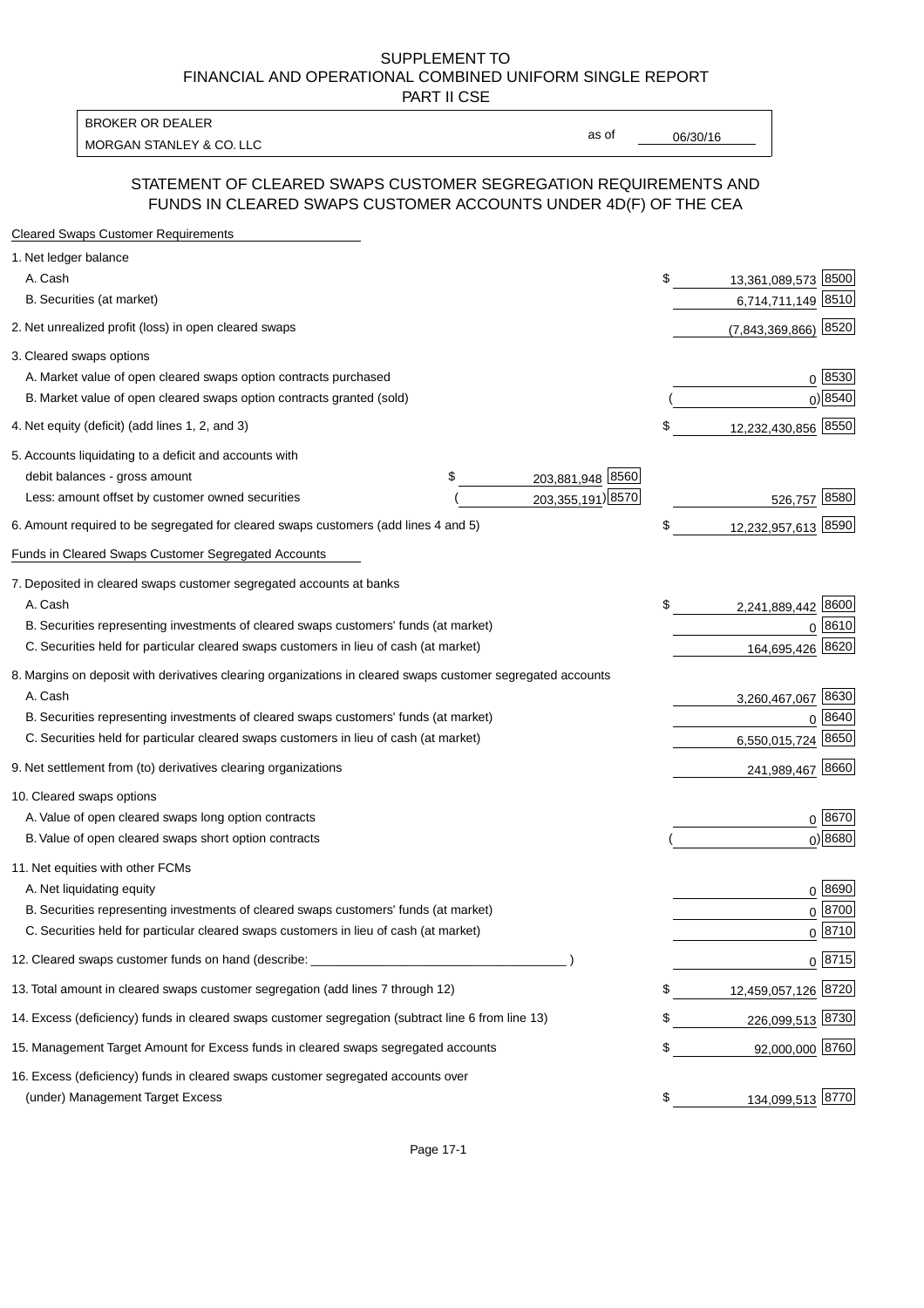SUPPLEMENT TO
FINANCIAL AND OPERATIONAL COMBINED UNIFORM SINGLE REPORT
PART II CSE

| | | |
|---|---|---|
| BROKER OR DEALER<br>MORGAN STANLEY & CO. LLC | as of | 06/30/16 |

## STATEMENT OF CLEARED SWAPS CUSTOMER SEGREGATION REQUIREMENTS AND FUNDS IN CLEARED SWAPS CUSTOMER ACCOUNTS UNDER 4D(F) OF THE CEA

| | | | | |
|---|---|---|---|---|
| **Cleared Swaps Customer Requirements** | | | | |
| 1. Net ledger balance | | | | |
| A. Cash | | | $ 13,361,089,573 | 8500 |
| B. Securities (at market) | | | 6,714,711,149 | 8510 |
| 2. Net unrealized profit (loss) in open cleared swaps | | | (7,843,369,866) | 8520 |
| 3. Cleared swaps options | | | | |
| A. Market value of open cleared swaps option contracts purchased | | | 0 | 8530 |
| B. Market value of open cleared swaps option contracts granted (sold) | | | ( 0) | 8540 |
| 4. Net equity (deficit) (add lines 1, 2, and 3) | | | $ 12,232,430,856 | 8550 |
| 5. Accounts liquidating to a deficit and accounts with | | | | |
| debit balances - gross amount | $ 203,881,948 | 8560 | | |
| Less: amount offset by customer owned securities | ( 203,355,191) | 8570 | 526,757 | 8580 |
| 6. Amount required to be segregated for cleared swaps customers (add lines 4 and 5) | | | $ 12,232,957,613 | 8590 |
| **Funds in Cleared Swaps Customer Segregated Accounts** | | | | |
| 7. Deposited in cleared swaps customer segregated accounts at banks | | | | |
| A. Cash | | | $ 2,241,889,442 | 8600 |
| B. Securities representing investments of cleared swaps customers' funds (at market) | | | 0 | 8610 |
| C. Securities held for particular cleared swaps customers in lieu of cash (at market) | | | 164,695,426 | 8620 |
| 8. Margins on deposit with derivatives clearing organizations in cleared swaps customer segregated accounts | | | | |
| A. Cash | | | 3,260,467,067 | 8630 |
| B. Securities representing investments of cleared swaps customers' funds (at market) | | | 0 | 8640 |
| C. Securities held for particular cleared swaps customers in lieu of cash (at market) | | | 6,550,015,724 | 8650 |
| 9. Net settlement from (to) derivatives clearing organizations | | | 241,989,467 | 8660 |
| 10. Cleared swaps options | | | | |
| A. Value of open cleared swaps long option contracts | | | 0 | 8670 |
| B. Value of open cleared swaps short option contracts | | | ( 0) | 8680 |
| 11. Net equities with other FCMs | | | | |
| A. Net liquidating equity | | | 0 | 8690 |
| B. Securities representing investments of cleared swaps customers' funds (at market) | | | 0 | 8700 |
| C. Securities held for particular cleared swaps customers in lieu of cash (at market) | | | 0 | 8710 |
| 12. Cleared swaps customer funds on hand (describe: ______________________ ) | | | 0 | 8715 |
| 13. Total amount in cleared swaps customer segregation (add lines 7 through 12) | | | $ 12,459,057,126 | 8720 |
| 14. Excess (deficiency) funds in cleared swaps customer segregation (subtract line 6 from line 13) | | | $ 226,099,513 | 8730 |
| 15. Management Target Amount for Excess funds in cleared swaps segregated accounts | | | $ 92,000,000 | 8760 |
| 16. Excess (deficiency) funds in cleared swaps customer segregated accounts over (under) Management Target Excess | | | $ 134,099,513 | 8770 |